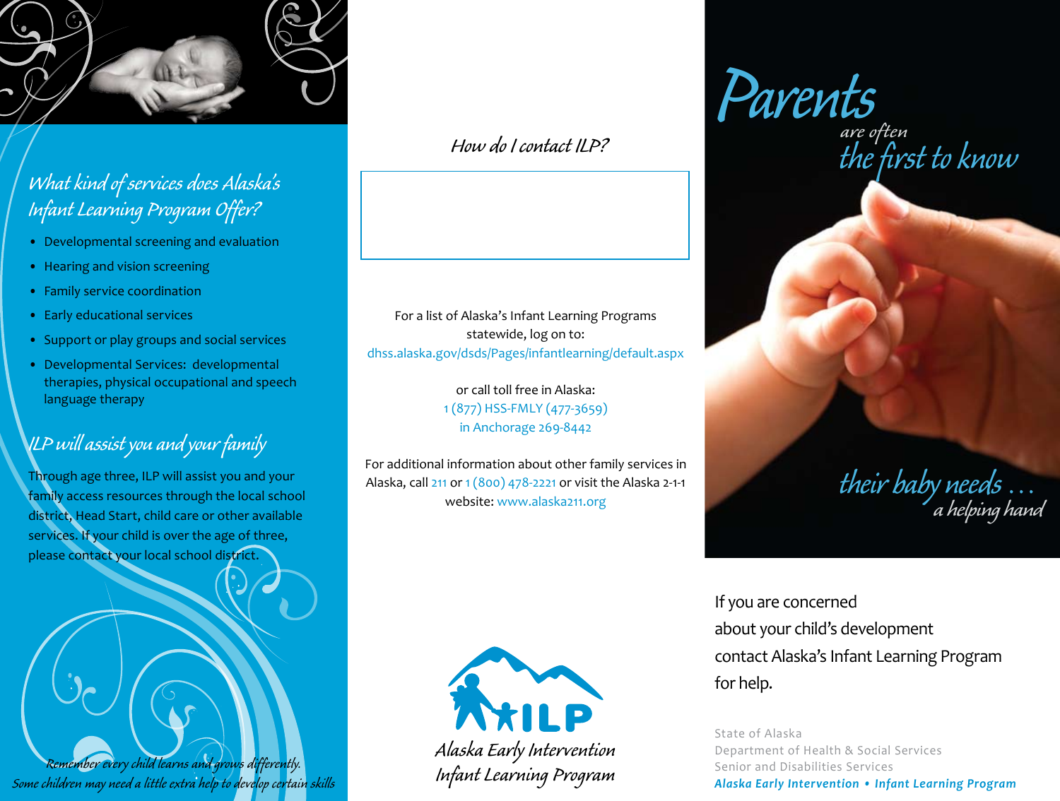## What kind of services does Alaska's Infant Learning Program Offer?

- Developmental screening and evaluation
- Hearing and vision screening
- Family service coordination
- Early educational services
- Support or play groups and social services
- Developmental Services: developmental therapies, physical occupational and speech language therapy

## ILP will assist you and your family

Through age three, ILP will assist you and your family access resources through the local school district, Head Start, child care or other available services. If your child is over the age of three, please contact your local school district.

*Remember every child learns and grows differently. Some children may need a little extra help to develop certain skills*

## How do I contact ILP?

For a list of Alaska's Infant Learning Programs statewide, log on to:
dhss.alaska.gov/dsds/Pages/infantlearning/default.aspx

or call toll free in Alaska:
1 (877) HSS-FMLY (477-3659)
in Anchorage 269-8442

For additional information about other family services in Alaska, call 211 or 1 (800) 478-2221 or visit the Alaska 2-1-1 website: www.alaska211.org

ILP
*Alaska Early Intervention Infant Learning Program*

# Parents are often the first to know their baby needs … a helping hand

If you are concerned about your child's development contact Alaska's Infant Learning Program for help.

State of Alaska
Department of Health & Social Services
Senior and Disabilities Services
***Alaska Early Intervention • Infant Learning Program***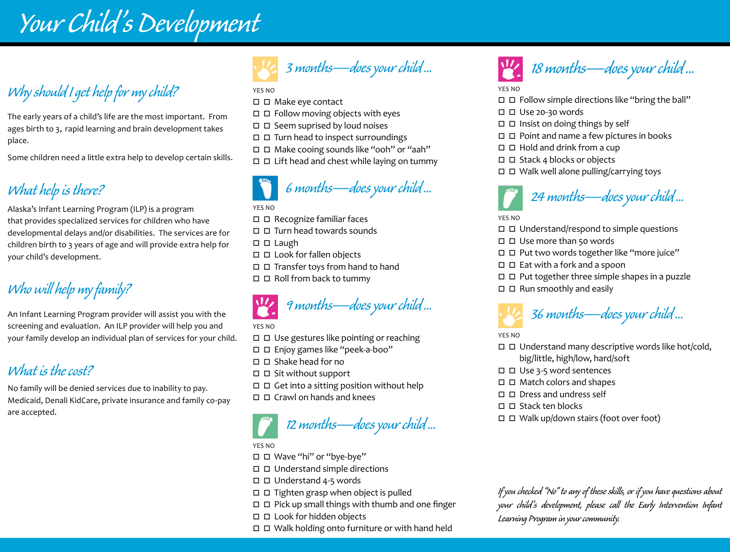# Your Child's Development

## Why should I get help for my child?

The early years of a child's life are the most important. From ages birth to 3, rapid learning and brain development takes place.

Some children need a little extra help to develop certain skills.

## What help is there?

Alaska's Infant Learning Program (ILP) is a program that provides specialized services for children who have developmental delays and/or disabilities. The services are for children birth to 3 years of age and will provide extra help for your child's development.

## Who will help my family?

An Infant Learning Program provider will assist you with the screening and evaluation. An ILP provider will help you and your family develop an individual plan of services for your child.

## What is the cost?

No family will be denied services due to inability to pay. Medicaid, Denali KidCare, private insurance and family co-pay are accepted.

## 3 months—does your child ...

YES NO

- ☐ ☐ Make eye contact
- ☐ ☐ Follow moving objects with eyes
- ☐ ☐ Seem suprised by loud noises
- ☐ ☐ Turn head to inspect surroundings
- ☐ ☐ Make cooing sounds like "ooh" or "aah"
- ☐ ☐ Lift head and chest while laying on tummy

## 6 months—does your child ...

YES NO

- ☐ ☐ Recognize familiar faces
- ☐ ☐ Turn head towards sounds
- ☐ ☐ Laugh
- ☐ ☐ Look for fallen objects
- ☐ ☐ Transfer toys from hand to hand
- ☐ ☐ Roll from back to tummy

## 9 months—does your child ...

YES NO

- ☐ ☐ Use gestures like pointing or reaching
- ☐ ☐ Enjoy games like "peek-a-boo"
- ☐ ☐ Shake head for no
- ☐ ☐ Sit without support
- ☐ ☐ Get into a sitting position without help
- ☐ ☐ Crawl on hands and knees

## 12 months—does your child ...

YES NO

- ☐ ☐ Wave "hi" or "bye-bye"
- ☐ ☐ Understand simple directions
- ☐ ☐ Understand 4-5 words
- ☐ ☐ Tighten grasp when object is pulled
- ☐ ☐ Pick up small things with thumb and one finger
- ☐ ☐ Look for hidden objects
- ☐ ☐ Walk holding onto furniture or with hand held

## 18 months—does your child ...

YES NO

- ☐ ☐ Follow simple directions like "bring the ball"
- ☐ ☐ Use 20-30 words
- ☐ ☐ Insist on doing things by self
- ☐ ☐ Point and name a few pictures in books
- ☐ ☐ Hold and drink from a cup
- ☐ ☐ Stack 4 blocks or objects
- ☐ ☐ Walk well alone pulling/carrying toys

## 24 months—does your child ...

YES NO

- ☐ ☐ Understand/respond to simple questions
- ☐ ☐ Use more than 50 words
- ☐ ☐ Put two words together like "more juice"
- ☐ ☐ Eat with a fork and a spoon
- ☐ ☐ Put together three simple shapes in a puzzle
- ☐ ☐ Run smoothly and easily

## 36 months—does your child ...

YES NO

- ☐ ☐ Understand many descriptive words like hot/cold, big/little, high/low, hard/soft
- ☐ ☐ Use 3-5 word sentences
- ☐ ☐ Match colors and shapes
- ☐ ☐ Dress and undress self
- ☐ ☐ Stack ten blocks
- ☐ ☐ Walk up/down stairs (foot over foot)

*If you checked "No" to any of these skills, or if you have questions about your child's development, please call the Early Intervention Infant Learning Program in your community.*